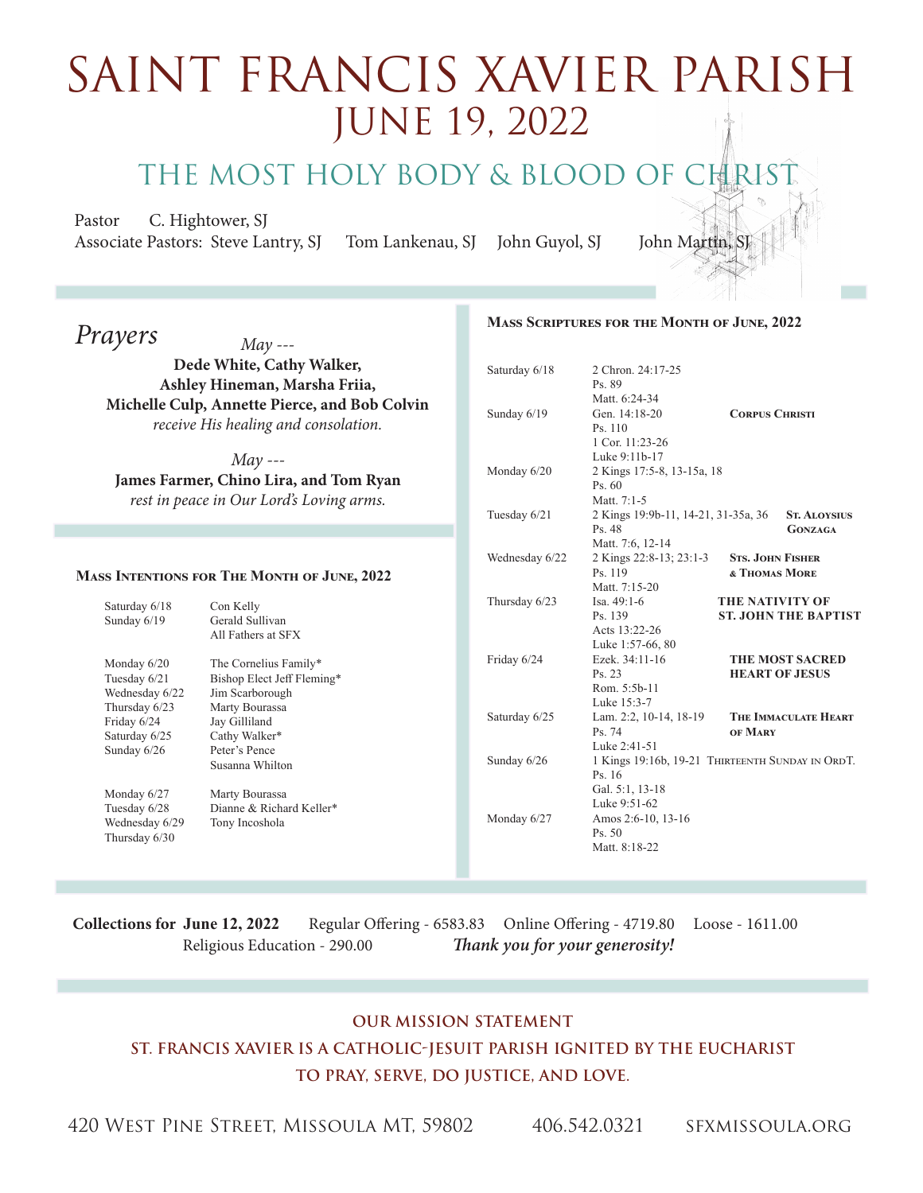# SAINT FRANCIS XAVIER PARISH
## JUNE 19, 2022

## THE MOST HOLY BODY & BLOOD OF CHRIST

Pastor C. Hightower, SJ
Associate Pastors: Steve Lantry, SJ Tom Lankenau, SJ John Guyol, SJ John Martin, SJ

### *Prayers*

*May ---*
**Dede White, Cathy Walker, Ashley Hineman, Marsha Friia, Michelle Culp, Annette Pierce, and Bob Colvin**
*receive His healing and consolation.*

*May ---*
**James Farmer, Chino Lira, and Tom Ryan**
*rest in peace in Our Lord's Loving arms.*

### Mass Intentions for The Month of June, 2022

| | |
|---|---|
| Saturday 6/18 | Con Kelly |
| Sunday 6/19 | Gerald Sullivan |
| | All Fathers at SFX |
| Monday 6/20 | The Cornelius Family* |
| Tuesday 6/21 | Bishop Elect Jeff Fleming* |
| Wednesday 6/22 | Jim Scarborough |
| Thursday 6/23 | Marty Bourassa |
| Friday 6/24 | Jay Gilliland |
| Saturday 6/25 | Cathy Walker* |
| Sunday 6/26 | Peter's Pence |
| | Susanna Whilton |
| Monday 6/27 | Marty Bourassa |
| Tuesday 6/28 | Dianne & Richard Keller* |
| Wednesday 6/29 | Tony Incoshola |
| Thursday 6/30 | |

### Mass Scriptures for the Month of June, 2022

| Day | Readings | Feast |
|---|---|---|
| Saturday 6/18 | 2 Chron. 24:17-25<br>Ps. 89<br>Matt. 6:24-34 | |
| Sunday 6/19 | Gen. 14:18-20<br>Ps. 110<br>1 Cor. 11:23-26<br>Luke 9:11b-17 | **Corpus Christi** |
| Monday 6/20 | 2 Kings 17:5-8, 13-15a, 18<br>Ps. 60<br>Matt. 7:1-5 | |
| Tuesday 6/21 | 2 Kings 19:9b-11, 14-21, 31-35a, 36<br>Ps. 48<br>Matt. 7:6, 12-14 | **St. Aloysius Gonzaga** |
| Wednesday 6/22 | 2 Kings 22:8-13; 23:1-3<br>Ps. 119<br>Matt. 7:15-20 | **Sts. John Fisher & Thomas More** |
| Thursday 6/23 | Isa. 49:1-6<br>Ps. 139<br>Acts 13:22-26<br>Luke 1:57-66, 80 | **THE NATIVITY OF ST. JOHN THE BAPTIST** |
| Friday 6/24 | Ezek. 34:11-16<br>Ps. 23<br>Rom. 5:5b-11<br>Luke 15:3-7 | **THE MOST SACRED HEART OF JESUS** |
| Saturday 6/25 | Lam. 2:2, 10-14, 18-19<br>Ps. 74<br>Luke 2:41-51 | **The Immaculate Heart of Mary** |
| Sunday 6/26 | 1 Kings 19:16b, 19-21<br>Ps. 16<br>Gal. 5:1, 13-18<br>Luke 9:51-62 | Thirteenth Sunday in OrdT. |
| Monday 6/27 | Amos 2:6-10, 13-16<br>Ps. 50<br>Matt. 8:18-22 | |

**Collections for June 12, 2022** Regular Offering - 6583.83 Online Offering - 4719.80 Loose - 1611.00
Religious Education - 290.00 ***Thank you for your generosity!***

**OUR MISSION STATEMENT**
**ST. FRANCIS XAVIER IS A CATHOLIC-JESUIT PARISH IGNITED BY THE EUCHARIST TO PRAY, SERVE, DO JUSTICE, AND LOVE.**

420 West Pine Street, Missoula MT, 59802 406.542.0321 sfxmissoula.org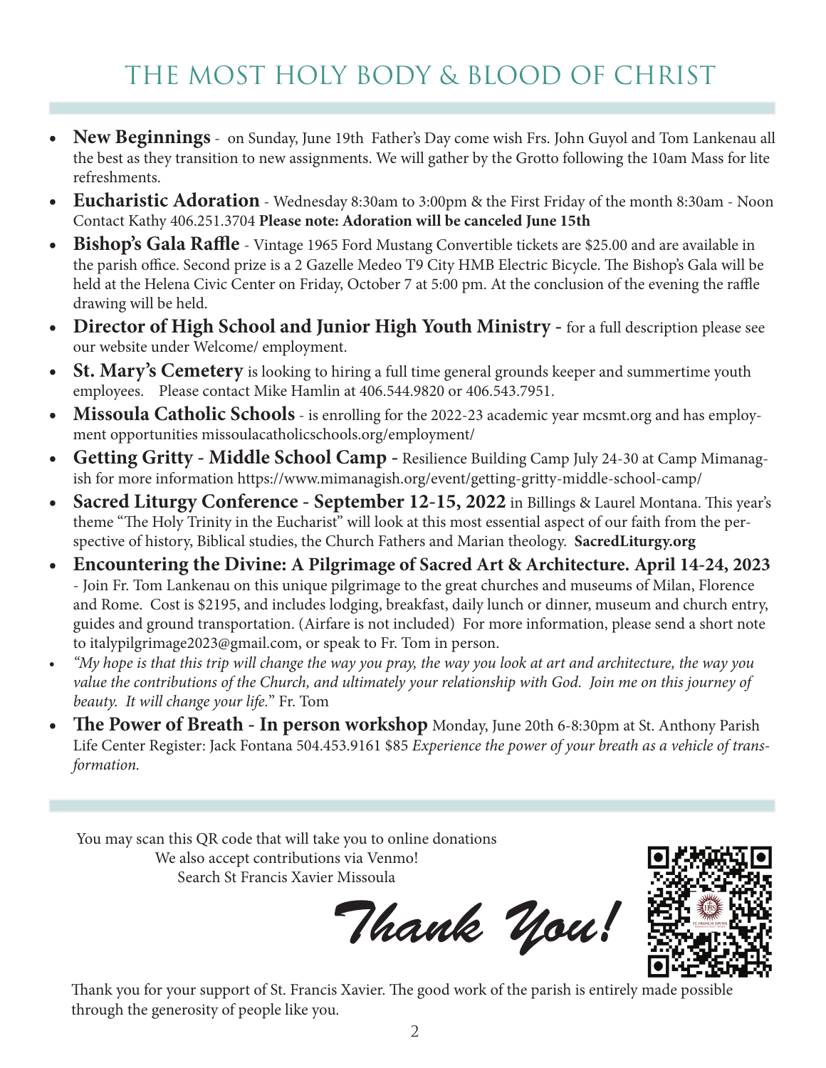# THE MOST HOLY BODY & BLOOD OF CHRIST

- **New Beginnings** - on Sunday, June 19th Father's Day come wish Frs. John Guyol and Tom Lankenau all the best as they transition to new assignments. We will gather by the Grotto following the 10am Mass for lite refreshments.
- **Eucharistic Adoration** - Wednesday 8:30am to 3:00pm & the First Friday of the month 8:30am - Noon Contact Kathy 406.251.3704 **Please note: Adoration will be canceled June 15th**
- **Bishop's Gala Raffle** - Vintage 1965 Ford Mustang Convertible tickets are $25.00 and are available in the parish office. Second prize is a 2 Gazelle Medeo T9 City HMB Electric Bicycle. The Bishop's Gala will be held at the Helena Civic Center on Friday, October 7 at 5:00 pm. At the conclusion of the evening the raffle drawing will be held.
- **Director of High School and Junior High Youth Ministry -** for a full description please see our website under Welcome/ employment.
- **St. Mary's Cemetery** is looking to hiring a full time general grounds keeper and summertime youth employees. Please contact Mike Hamlin at 406.544.9820 or 406.543.7951.
- **Missoula Catholic Schools** - is enrolling for the 2022-23 academic year mcsmt.org and has employment opportunities missoulacatholicschools.org/employment/
- **Getting Gritty - Middle School Camp -** Resilience Building Camp July 24-30 at Camp Mimanagish for more information https://www.mimanagish.org/event/getting-gritty-middle-school-camp/
- **Sacred Liturgy Conference - September 12-15, 2022** in Billings & Laurel Montana. This year's theme "The Holy Trinity in the Eucharist" will look at this most essential aspect of our faith from the perspective of history, Biblical studies, the Church Fathers and Marian theology. **SacredLiturgy.org**
- **Encountering the Divine: A Pilgrimage of Sacred Art & Architecture. April 14-24, 2023** - Join Fr. Tom Lankenau on this unique pilgrimage to the great churches and museums of Milan, Florence and Rome. Cost is $2195, and includes lodging, breakfast, daily lunch or dinner, museum and church entry, guides and ground transportation. (Airfare is not included) For more information, please send a short note to italypilgrimage2023@gmail.com, or speak to Fr. Tom in person.
- *"My hope is that this trip will change the way you pray, the way you look at art and architecture, the way you value the contributions of the Church, and ultimately your relationship with God. Join me on this journey of beauty. It will change your life."* Fr. Tom
- **The Power of Breath - In person workshop** Monday, June 20th 6-8:30pm at St. Anthony Parish Life Center Register: Jack Fontana 504.453.9161 $85 *Experience the power of your breath as a vehicle of transformation.*

You may scan this QR code that will take you to online donations
We also accept contributions via Venmo!
Search St Francis Xavier Missoula

*Thank You!*

Thank you for your support of St. Francis Xavier. The good work of the parish is entirely made possible through the generosity of people like you.